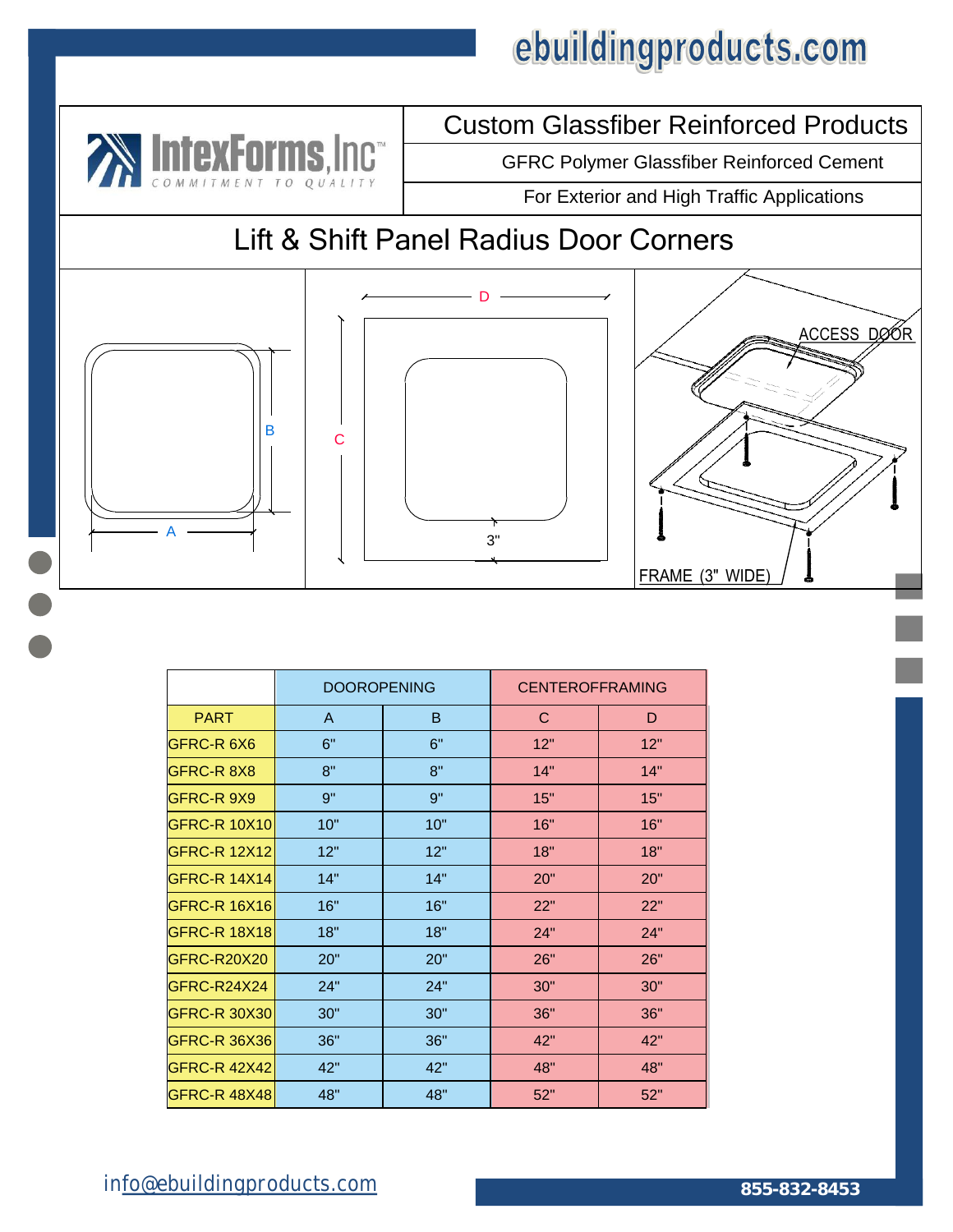ebuildingproducts.com

IntexForms, Inc
COMMITMENT TO QUALITY

## Custom Glassfiber Reinforced Products

GFRC Polymer Glassfiber Reinforced Cement

For Exterior and High Traffic Applications

# Lift & Shift Panel Radius Door Corners

A B C D 3" ACCESS DOOR FRAME (3" WIDE)

| | DOOROPENING | | CENTEROFFRAMING | |
|---|---|---|---|---|
| PART | A | B | C | D |
| GFRC-R 6X6 | 6" | 6" | 12" | 12" |
| GFRC-R 8X8 | 8" | 8" | 14" | 14" |
| GFRC-R 9X9 | 9" | 9" | 15" | 15" |
| GFRC-R 10X10 | 10" | 10" | 16" | 16" |
| GFRC-R 12X12 | 12" | 12" | 18" | 18" |
| GFRC-R 14X14 | 14" | 14" | 20" | 20" |
| GFRC-R 16X16 | 16" | 16" | 22" | 22" |
| GFRC-R 18X18 | 18" | 18" | 24" | 24" |
| GFRC-R20X20 | 20" | 20" | 26" | 26" |
| GFRC-R24X24 | 24" | 24" | 30" | 30" |
| GFRC-R 30X30 | 30" | 30" | 36" | 36" |
| GFRC-R 36X36 | 36" | 36" | 42" | 42" |
| GFRC-R 42X42 | 42" | 42" | 48" | 48" |
| GFRC-R 48X48 | 48" | 48" | 52" | 52" |

info@ebuildingproducts.com

855-832-8453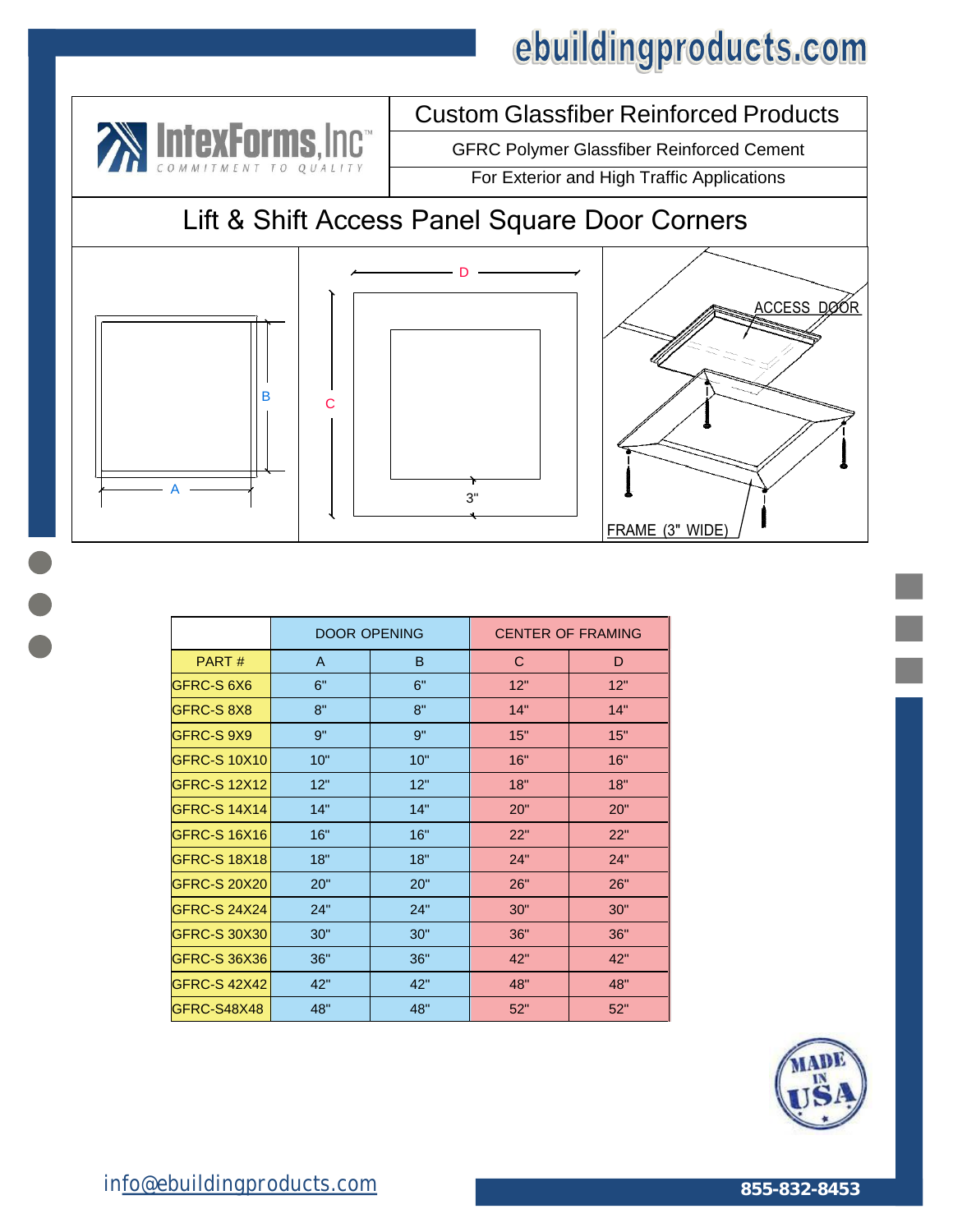ebuildingproducts.com

IntexForms, Inc™ — COMMITMENT TO QUALITY

## Custom Glassfiber Reinforced Products

GFRC Polymer Glassfiber Reinforced Cement

For Exterior and High Traffic Applications

# Lift & Shift Access Panel Square Door Corners

A B C D 3" ACCESS DOOR FRAME (3" WIDE)

| | DOOR OPENING | | CENTER OF FRAMING | |
|---|---|---|---|---|
| PART # | A | B | C | D |
| GFRC-S 6X6 | 6" | 6" | 12" | 12" |
| GFRC-S 8X8 | 8" | 8" | 14" | 14" |
| GFRC-S 9X9 | 9" | 9" | 15" | 15" |
| GFRC-S 10X10 | 10" | 10" | 16" | 16" |
| GFRC-S 12X12 | 12" | 12" | 18" | 18" |
| GFRC-S 14X14 | 14" | 14" | 20" | 20" |
| GFRC-S 16X16 | 16" | 16" | 22" | 22" |
| GFRC-S 18X18 | 18" | 18" | 24" | 24" |
| GFRC-S 20X20 | 20" | 20" | 26" | 26" |
| GFRC-S 24X24 | 24" | 24" | 30" | 30" |
| GFRC-S 30X30 | 30" | 30" | 36" | 36" |
| GFRC-S 36X36 | 36" | 36" | 42" | 42" |
| GFRC-S 42X42 | 42" | 42" | 48" | 48" |
| GFRC-S48X48 | 48" | 48" | 52" | 52" |

MADE IN USA

info@ebuildingproducts.com

855-832-8453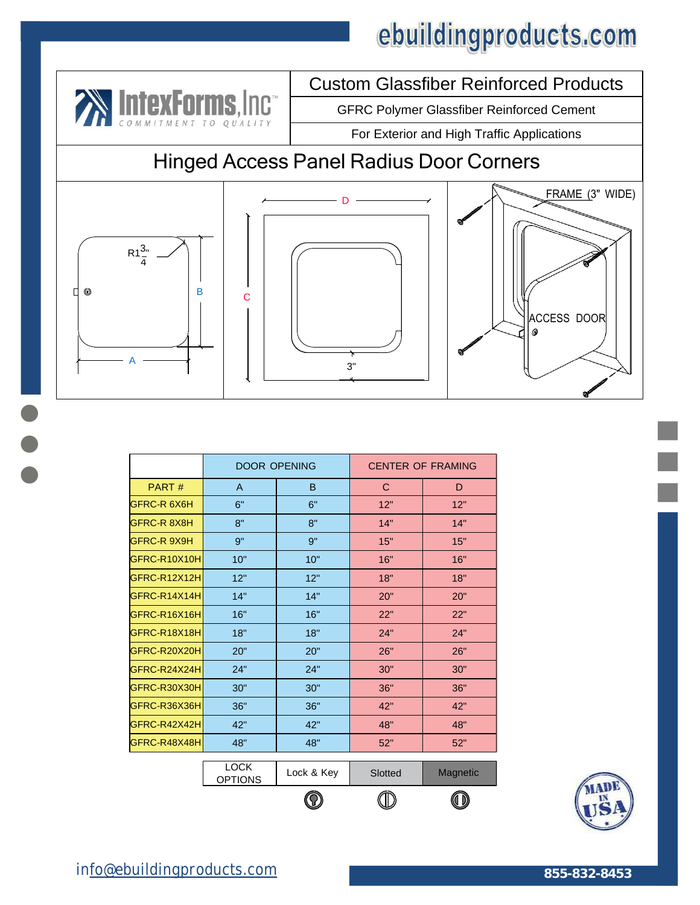ebuildingproducts.com

IntexForms, Inc — COMMITMENT TO QUALITY

# Custom Glassfiber Reinforced Products

GFRC Polymer Glassfiber Reinforced Cement

For Exterior and High Traffic Applications

## Hinged Access Panel Radius Door Corners

R1 3/4"

A

B

C

D

3"

FRAME (3" WIDE)

ACCESS DOOR

| | DOOR OPENING | | CENTER OF FRAMING | |
|---|---|---|---|---|
| PART # | A | B | C | D |
| GFRC-R 6X6H | 6" | 6" | 12" | 12" |
| GFRC-R 8X8H | 8" | 8" | 14" | 14" |
| GFRC-R 9X9H | 9" | 9" | 15" | 15" |
| GFRC-R10X10H | 10" | 10" | 16" | 16" |
| GFRC-R12X12H | 12" | 12" | 18" | 18" |
| GFRC-R14X14H | 14" | 14" | 20" | 20" |
| GFRC-R16X16H | 16" | 16" | 22" | 22" |
| GFRC-R18X18H | 18" | 18" | 24" | 24" |
| GFRC-R20X20H | 20" | 20" | 26" | 26" |
| GFRC-R24X24H | 24" | 24" | 30" | 30" |
| GFRC-R30X30H | 30" | 30" | 36" | 36" |
| GFRC-R36X36H | 36" | 36" | 42" | 42" |
| GFRC-R42X42H | 42" | 42" | 48" | 48" |
| GFRC-R48X48H | 48" | 48" | 52" | 52" |

| LOCK OPTIONS | Lock & Key | Slotted | Magnetic |
|---|---|---|---|

MADE IN USA

info@ebuildingproducts.com

855-832-8453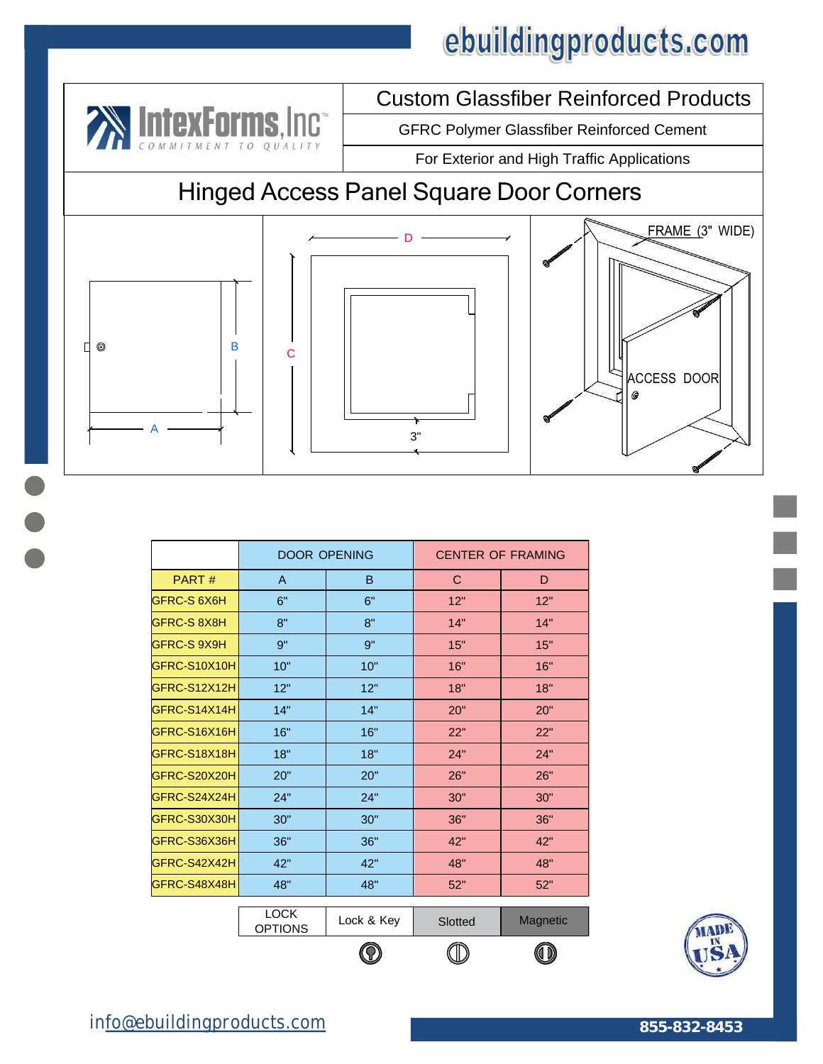ebuildingproducts.com

IntexForms, Inc. COMMITMENT TO QUALITY

## Custom Glassfiber Reinforced Products

GFRC Polymer Glassfiber Reinforced Cement

For Exterior and High Traffic Applications

# Hinged Access Panel Square Door Corners

A B C D 3" FRAME (3" WIDE) ACCESS DOOR

| | DOOR OPENING | | CENTER OF FRAMING | |
|---|---|---|---|---|
| PART # | A | B | C | D |
| GFRC-S 6X6H | 6" | 6" | 12" | 12" |
| GFRC-S 8X8H | 8" | 8" | 14" | 14" |
| GFRC-S 9X9H | 9" | 9" | 15" | 15" |
| GFRC-S10X10H | 10" | 10" | 16" | 16" |
| GFRC-S12X12H | 12" | 12" | 18" | 18" |
| GFRC-S14X14H | 14" | 14" | 20" | 20" |
| GFRC-S16X16H | 16" | 16" | 22" | 22" |
| GFRC-S18X18H | 18" | 18" | 24" | 24" |
| GFRC-S20X20H | 20" | 20" | 26" | 26" |
| GFRC-S24X24H | 24" | 24" | 30" | 30" |
| GFRC-S30X30H | 30" | 30" | 36" | 36" |
| GFRC-S36X36H | 36" | 36" | 42" | 42" |
| GFRC-S42X42H | 42" | 42" | 48" | 48" |
| GFRC-S48X48H | 48" | 48" | 52" | 52" |

| LOCK OPTIONS | Lock & Key | Slotted | Magnetic |
|---|---|---|---|

MADE IN USA

info@ebuildingproducts.com

855-832-8453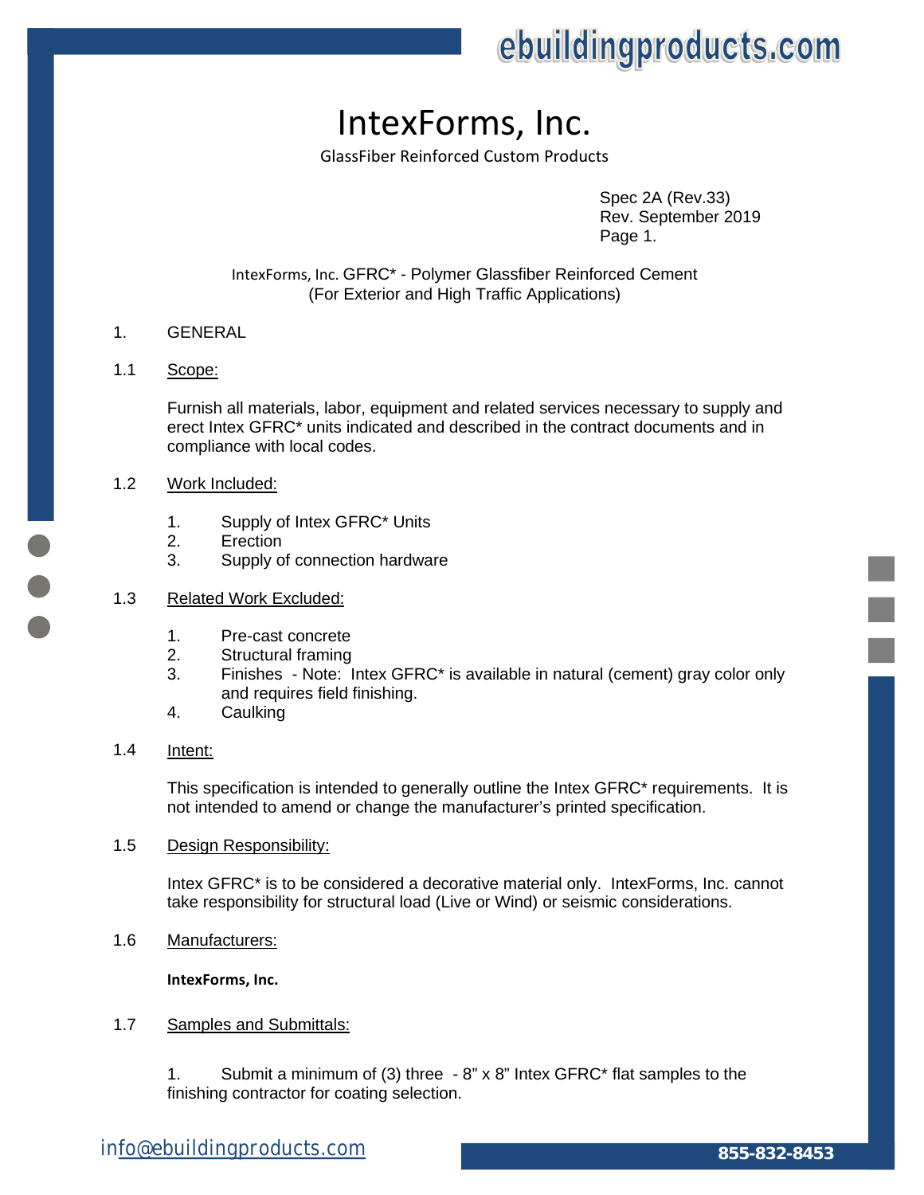# IntexForms, Inc.

GlassFiber Reinforced Custom Products

Spec 2A (Rev.33)
Rev. September 2019
Page 1.

IntexForms, Inc. GFRC* - Polymer Glassfiber Reinforced Cement
(For Exterior and High Traffic Applications)

## 1. GENERAL

### 1.1 Scope:

Furnish all materials, labor, equipment and related services necessary to supply and erect Intex GFRC* units indicated and described in the contract documents and in compliance with local codes.

### 1.2 Work Included:

1. Supply of Intex GFRC* Units
2. Erection
3. Supply of connection hardware

### 1.3 Related Work Excluded:

1. Pre-cast concrete
2. Structural framing
3. Finishes - Note: Intex GFRC* is available in natural (cement) gray color only and requires field finishing.
4. Caulking

### 1.4 Intent:

This specification is intended to generally outline the Intex GFRC* requirements. It is not intended to amend or change the manufacturer's printed specification.

### 1.5 Design Responsibility:

Intex GFRC* is to be considered a decorative material only. IntexForms, Inc. cannot take responsibility for structural load (Live or Wind) or seismic considerations.

### 1.6 Manufacturers:

**IntexForms, Inc.**

### 1.7 Samples and Submittals:

1. Submit a minimum of (3) three - 8" x 8" Intex GFRC* flat samples to the finishing contractor for coating selection.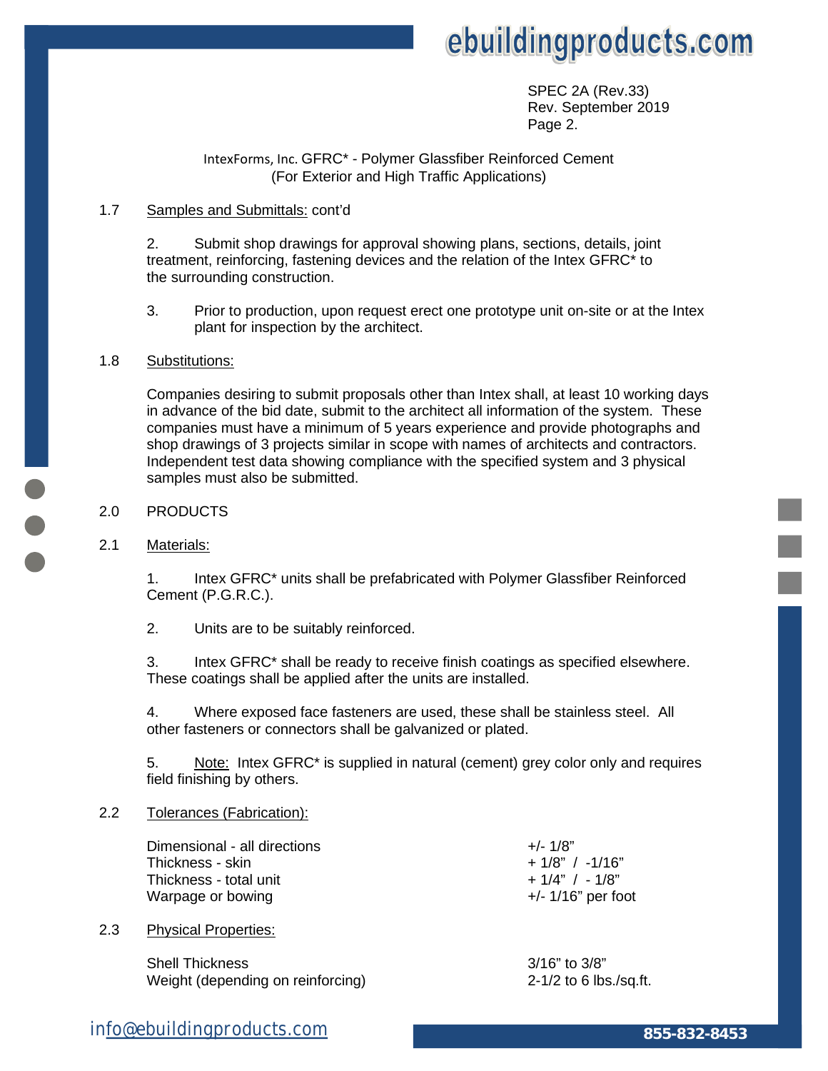IntexForms, Inc. GFRC* - Polymer Glassfiber Reinforced Cement
(For Exterior and High Traffic Applications)

1.7 Samples and Submittals: cont'd

2. Submit shop drawings for approval showing plans, sections, details, joint treatment, reinforcing, fastening devices and the relation of the Intex GFRC* to the surrounding construction.

3. Prior to production, upon request erect one prototype unit on-site or at the Intex plant for inspection by the architect.

1.8 Substitutions:

Companies desiring to submit proposals other than Intex shall, at least 10 working days in advance of the bid date, submit to the architect all information of the system. These companies must have a minimum of 5 years experience and provide photographs and shop drawings of 3 projects similar in scope with names of architects and contractors. Independent test data showing compliance with the specified system and 3 physical samples must also be submitted.

## 2.0 PRODUCTS

2.1 Materials:

1. Intex GFRC* units shall be prefabricated with Polymer Glassfiber Reinforced Cement (P.G.R.C.).

2. Units are to be suitably reinforced.

3. Intex GFRC* shall be ready to receive finish coatings as specified elsewhere. These coatings shall be applied after the units are installed.

4. Where exposed face fasteners are used, these shall be stainless steel. All other fasteners or connectors shall be galvanized or plated.

5. Note: Intex GFRC* is supplied in natural (cement) grey color only and requires field finishing by others.

2.2 Tolerances (Fabrication):

| | |
|---|---|
| Dimensional - all directions | +/- 1/8" |
| Thickness - skin | + 1/8" / -1/16" |
| Thickness - total unit | + 1/4" / - 1/8" |
| Warpage or bowing | +/- 1/16" per foot |

2.3 Physical Properties:

| | |
|---|---|
| Shell Thickness | 3/16" to 3/8" |
| Weight (depending on reinforcing) | 2-1/2 to 6 lbs./sq.ft. |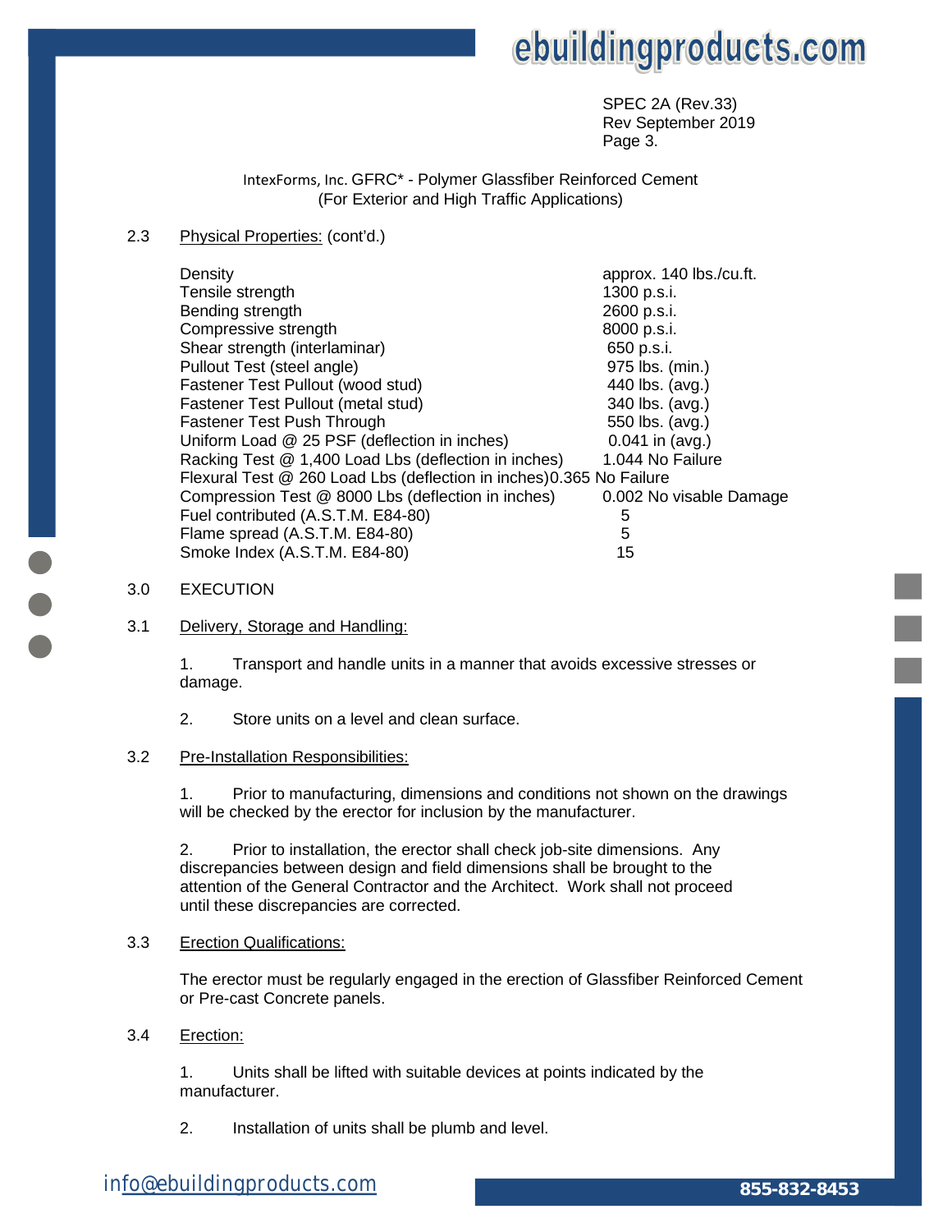SPEC 2A (Rev.33)
Rev September 2019
Page 3.

IntexForms, Inc. GFRC* - Polymer Glassfiber Reinforced Cement
(For Exterior and High Traffic Applications)

2.3 Physical Properties: (cont'd.)

| | |
|---|---|
| Density | approx. 140 lbs./cu.ft. |
| Tensile strength | 1300 p.s.i. |
| Bending strength | 2600 p.s.i. |
| Compressive strength | 8000 p.s.i. |
| Shear strength (interlaminar) | 650 p.s.i. |
| Pullout Test (steel angle) | 975 lbs. (min.) |
| Fastener Test Pullout (wood stud) | 440 lbs. (avg.) |
| Fastener Test Pullout (metal stud) | 340 lbs. (avg.) |
| Fastener Test Push Through | 550 lbs. (avg.) |
| Uniform Load @ 25 PSF (deflection in inches) | 0.041 in (avg.) |
| Racking Test @ 1,400 Load Lbs (deflection in inches) | 1.044 No Failure |
| Flexural Test @ 260 Load Lbs (deflection in inches) | 0.365 No Failure |
| Compression Test @ 8000 Lbs (deflection in inches) | 0.002 No visable Damage |
| Fuel contributed (A.S.T.M. E84-80) | 5 |
| Flame spread (A.S.T.M. E84-80) | 5 |
| Smoke Index (A.S.T.M. E84-80) | 15 |

3.0 EXECUTION

3.1 Delivery, Storage and Handling:

1. Transport and handle units in a manner that avoids excessive stresses or damage.

2. Store units on a level and clean surface.

3.2 Pre-Installation Responsibilities:

1. Prior to manufacturing, dimensions and conditions not shown on the drawings will be checked by the erector for inclusion by the manufacturer.

2. Prior to installation, the erector shall check job-site dimensions. Any discrepancies between design and field dimensions shall be brought to the attention of the General Contractor and the Architect. Work shall not proceed until these discrepancies are corrected.

3.3 Erection Qualifications:

The erector must be regularly engaged in the erection of Glassfiber Reinforced Cement or Pre-cast Concrete panels.

3.4 Erection:

1. Units shall be lifted with suitable devices at points indicated by the manufacturer.

2. Installation of units shall be plumb and level.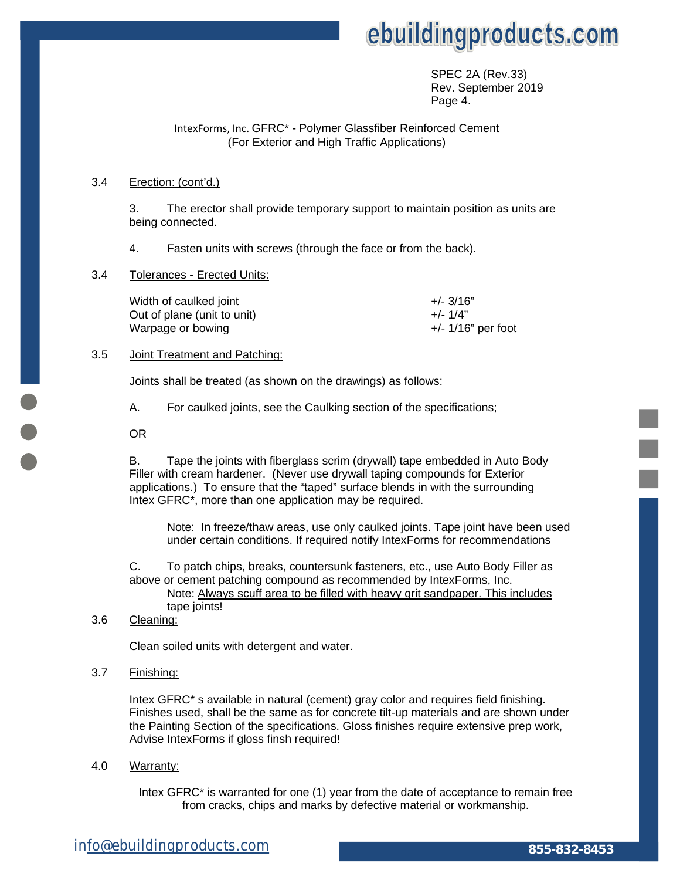IntexForms, Inc. GFRC* - Polymer Glassfiber Reinforced Cement
(For Exterior and High Traffic Applications)

3.4 Erection: (cont'd.)

3. The erector shall provide temporary support to maintain position as units are being connected.

4. Fasten units with screws (through the face or from the back).

3.4 Tolerances - Erected Units:

| | |
|---|---|
| Width of caulked joint | +/- 3/16" |
| Out of plane (unit to unit) | +/- 1/4" |
| Warpage or bowing | +/- 1/16" per foot |

3.5 Joint Treatment and Patching:

Joints shall be treated (as shown on the drawings) as follows:

A. For caulked joints, see the Caulking section of the specifications;

OR

B. Tape the joints with fiberglass scrim (drywall) tape embedded in Auto Body Filler with cream hardener. (Never use drywall taping compounds for Exterior applications.) To ensure that the "taped" surface blends in with the surrounding Intex GFRC*, more than one application may be required.

Note: In freeze/thaw areas, use only caulked joints. Tape joint have been used under certain conditions. If required notify IntexForms for recommendations

C. To patch chips, breaks, countersunk fasteners, etc., use Auto Body Filler as above or cement patching compound as recommended by IntexForms, Inc.
Note: Always scuff area to be filled with heavy grit sandpaper. This includes tape joints!

3.6 Cleaning:

Clean soiled units with detergent and water.

3.7 Finishing:

Intex GFRC* s available in natural (cement) gray color and requires field finishing. Finishes used, shall be the same as for concrete tilt-up materials and are shown under the Painting Section of the specifications. Gloss finishes require extensive prep work, Advise IntexForms if gloss finsh required!

4.0 Warranty:

Intex GFRC* is warranted for one (1) year from the date of acceptance to remain free from cracks, chips and marks by defective material or workmanship.